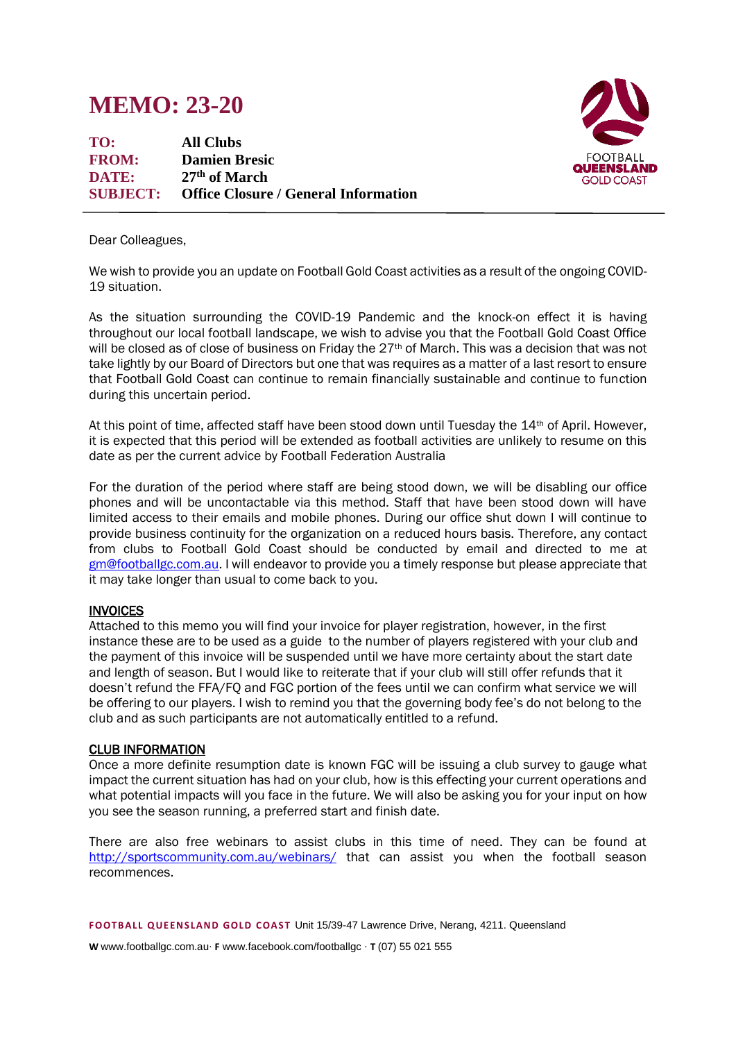# MEMO: 23-20

**TO:** All Clubs
**FROM:** Damien Bresic
**DATE:** 27th of March
**SUBJECT:** Office Closure / General Information

FOOTBALL QUEENSLAND GOLD COAST

---

Dear Colleagues,

We wish to provide you an update on Football Gold Coast activities as a result of the ongoing COVID-19 situation.

As the situation surrounding the COVID-19 Pandemic and the knock-on effect it is having throughout our local football landscape, we wish to advise you that the Football Gold Coast Office will be closed as of close of business on Friday the 27th of March. This was a decision that was not take lightly by our Board of Directors but one that was requires as a matter of a last resort to ensure that Football Gold Coast can continue to remain financially sustainable and continue to function during this uncertain period.

At this point of time, affected staff have been stood down until Tuesday the 14th of April. However, it is expected that this period will be extended as football activities are unlikely to resume on this date as per the current advice by Football Federation Australia

For the duration of the period where staff are being stood down, we will be disabling our office phones and will be uncontactable via this method. Staff that have been stood down will have limited access to their emails and mobile phones. During our office shut down I will continue to provide business continuity for the organization on a reduced hours basis. Therefore, any contact from clubs to Football Gold Coast should be conducted by email and directed to me at gm@footballgc.com.au. I will endeavor to provide you a timely response but please appreciate that it may take longer than usual to come back to you.

## INVOICES

Attached to this memo you will find your invoice for player registration, however, in the first instance these are to be used as a guide to the number of players registered with your club and the payment of this invoice will be suspended until we have more certainty about the start date and length of season. But I would like to reiterate that if your club will still offer refunds that it doesn't refund the FFA/FQ and FGC portion of the fees until we can confirm what service we will be offering to our players. I wish to remind you that the governing body fee's do not belong to the club and as such participants are not automatically entitled to a refund.

## CLUB INFORMATION

Once a more definite resumption date is known FGC will be issuing a club survey to gauge what impact the current situation has had on your club, how is this effecting your current operations and what potential impacts will you face in the future. We will also be asking you for your input on how you see the season running, a preferred start and finish date.

There are also free webinars to assist clubs in this time of need. They can be found at http://sportscommunity.com.au/webinars/ that can assist you when the football season recommences.

**FOOTBALL QUEENSLAND GOLD COAST** Unit 15/39-47 Lawrence Drive, Nerang, 4211. Queensland

**W** www.footballgc.com.au· **F** www.facebook.com/footballgc · **T** (07) 55 021 555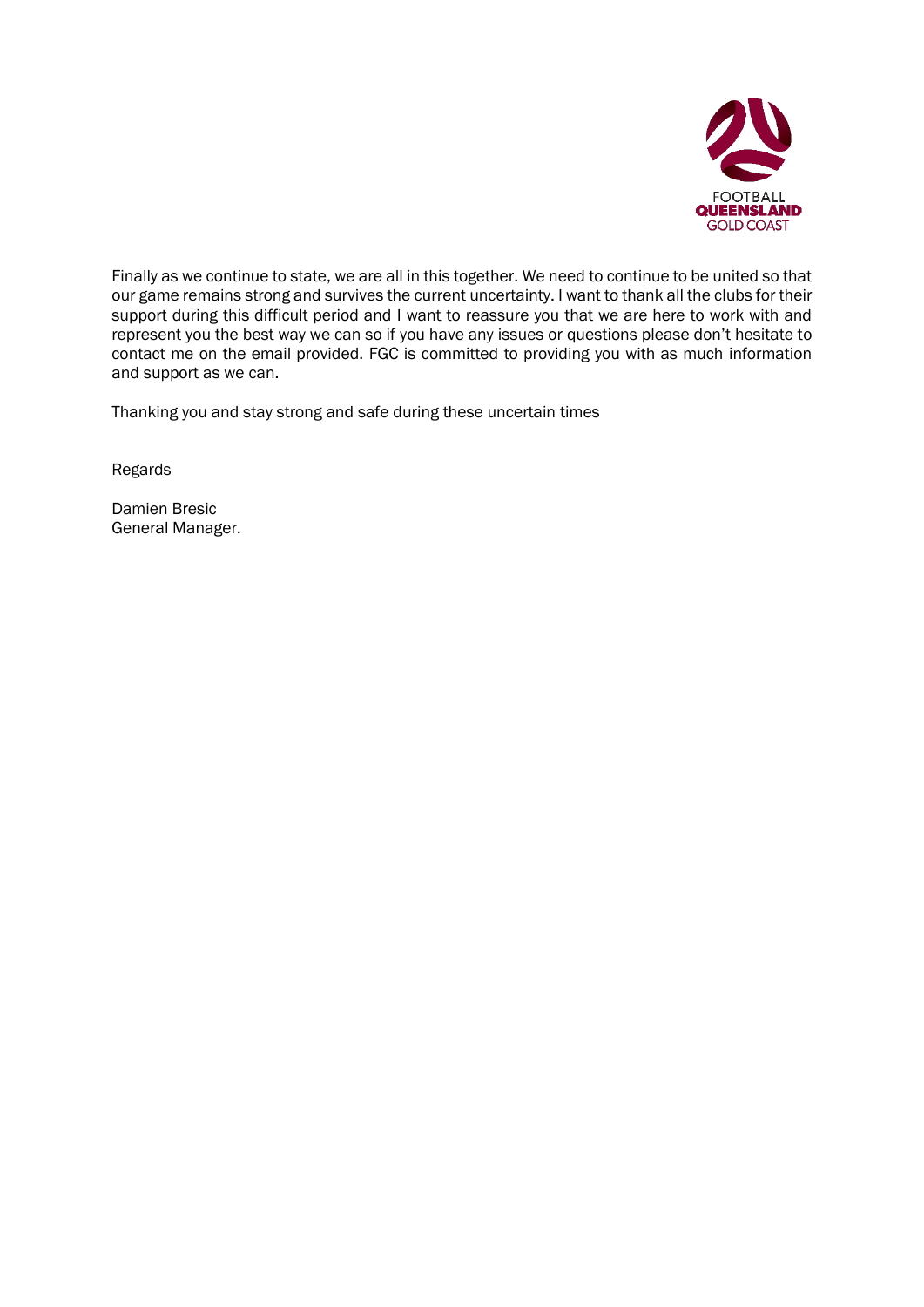Finally as we continue to state, we are all in this together. We need to continue to be united so that our game remains strong and survives the current uncertainty. I want to thank all the clubs for their support during this difficult period and I want to reassure you that we are here to work with and represent you the best way we can so if you have any issues or questions please don't hesitate to contact me on the email provided. FGC is committed to providing you with as much information and support as we can.

Thanking you and stay strong and safe during these uncertain times

Regards

Damien Bresic
General Manager.